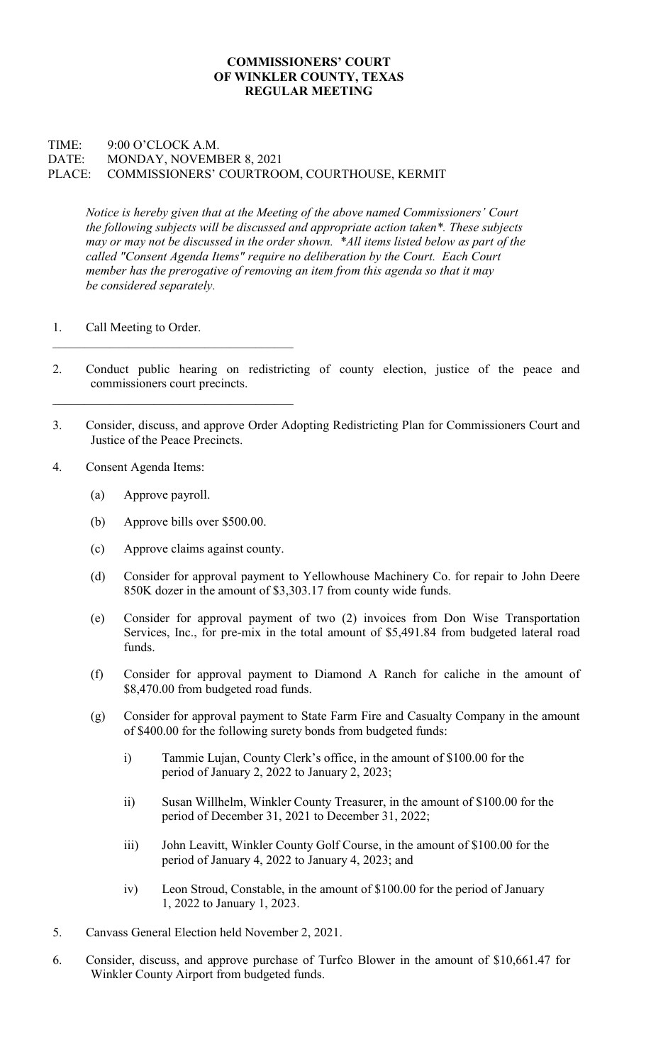**COMMISSIONERS' COURT**
**OF WINKLER COUNTY, TEXAS**
**REGULAR MEETING**

TIME: 9:00 O'CLOCK A.M.
DATE: MONDAY, NOVEMBER 8, 2021
PLACE: COMMISSIONERS' COURTROOM, COURTHOUSE, KERMIT

*Notice is hereby given that at the Meeting of the above named Commissioners' Court the following subjects will be discussed and appropriate action taken*. These subjects may or may not be discussed in the order shown. *All items listed below as part of the called "Consent Agenda Items" require no deliberation by the Court. Each Court member has the prerogative of removing an item from this agenda so that it may be considered separately.*

1. Call Meeting to Order.

---

2. Conduct public hearing on redistricting of county election, justice of the peace and commissioners court precincts.

---

3. Consider, discuss, and approve Order Adopting Redistricting Plan for Commissioners Court and Justice of the Peace Precincts.

4. Consent Agenda Items:

   (a) Approve payroll.

   (b) Approve bills over $500.00.

   (c) Approve claims against county.

   (d) Consider for approval payment to Yellowhouse Machinery Co. for repair to John Deere 850K dozer in the amount of $3,303.17 from county wide funds.

   (e) Consider for approval payment of two (2) invoices from Don Wise Transportation Services, Inc., for pre-mix in the total amount of $5,491.84 from budgeted lateral road funds.

   (f) Consider for approval payment to Diamond A Ranch for caliche in the amount of $8,470.00 from budgeted road funds.

   (g) Consider for approval payment to State Farm Fire and Casualty Company in the amount of $400.00 for the following surety bonds from budgeted funds:

      i) Tammie Lujan, County Clerk's office, in the amount of $100.00 for the period of January 2, 2022 to January 2, 2023;

      ii) Susan Willhelm, Winkler County Treasurer, in the amount of $100.00 for the period of December 31, 2021 to December 31, 2022;

      iii) John Leavitt, Winkler County Golf Course, in the amount of $100.00 for the period of January 4, 2022 to January 4, 2023; and

      iv) Leon Stroud, Constable, in the amount of $100.00 for the period of January 1, 2022 to January 1, 2023.

5. Canvass General Election held November 2, 2021.

6. Consider, discuss, and approve purchase of Turfco Blower in the amount of $10,661.47 for Winkler County Airport from budgeted funds.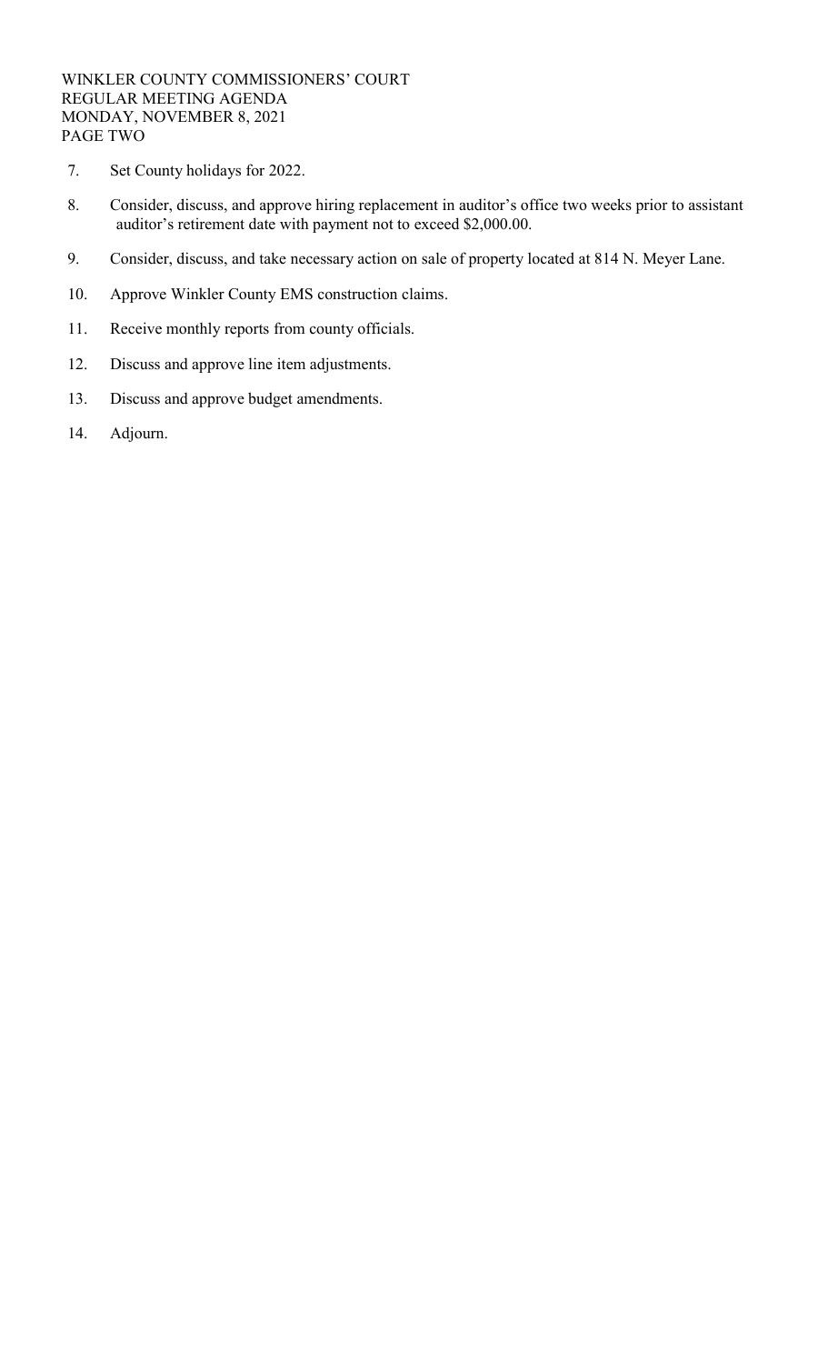7. Set County holidays for 2022.
8. Consider, discuss, and approve hiring replacement in auditor's office two weeks prior to assistant auditor's retirement date with payment not to exceed $2,000.00.
9. Consider, discuss, and take necessary action on sale of property located at 814 N. Meyer Lane.
10. Approve Winkler County EMS construction claims.
11. Receive monthly reports from county officials.
12. Discuss and approve line item adjustments.
13. Discuss and approve budget amendments.
14. Adjourn.